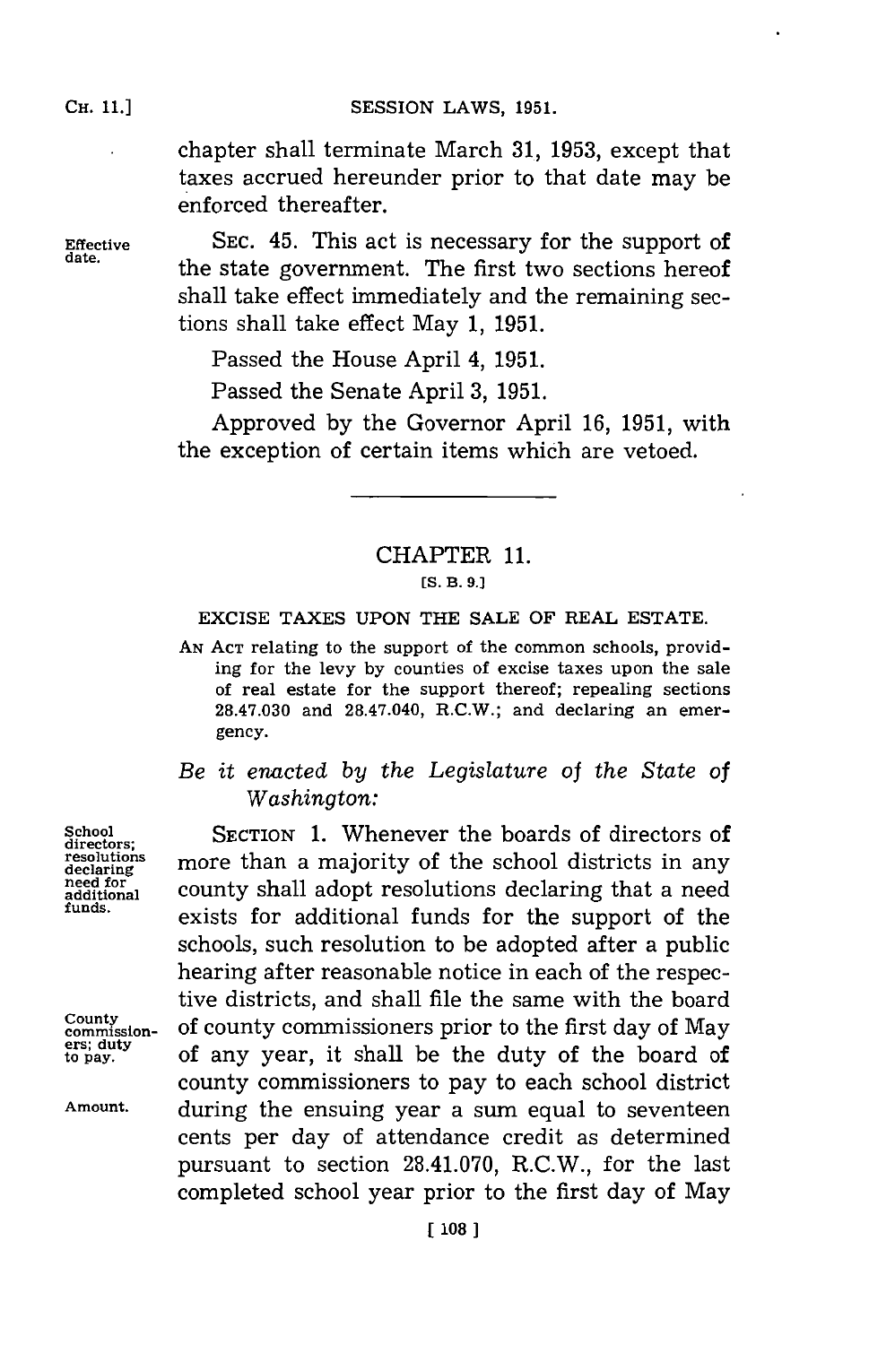chapter shall terminate March 31, 1953, except that taxes accrued hereunder prior to that date may be enforced thereafter.

Effective date.

SEC. 45. This act is necessary for the support of the state government. The first two sections hereof shall take effect immediately and the remaining sections shall take effect May 1, 1951.

Passed the House April 4, 1951.

Passed the Senate April 3, 1951.

Approved by the Governor April 16, 1951, with the exception of certain items which are vetoed.

---

## CHAPTER 11.

[S. B. 9.]

### EXCISE TAXES UPON THE SALE OF REAL ESTATE.

AN ACT relating to the support of the common schools, providing for the levy by counties of excise taxes upon the sale of real estate for the support thereof; repealing sections 28.47.030 and 28.47.040, R.C.W.; and declaring an emergency.

*Be it enacted by the Legislature of the State of Washington:*

School directors; resolutions declaring need for additional funds.

SECTION 1. Whenever the boards of directors of more than a majority of the school districts in any county shall adopt resolutions declaring that a need exists for additional funds for the support of the schools, such resolution to be adopted after a public hearing after reasonable notice in each of the respective districts, and shall file the same with the board of county commissioners prior to the first day of May of any year, it shall be the duty of the board of county commissioners to pay to each school district during the ensuing year a sum equal to seventeen cents per day of attendance credit as determined pursuant to section 28.41.070, R.C.W., for the last completed school year prior to the first day of May

County commissioners; duty to pay.

Amount.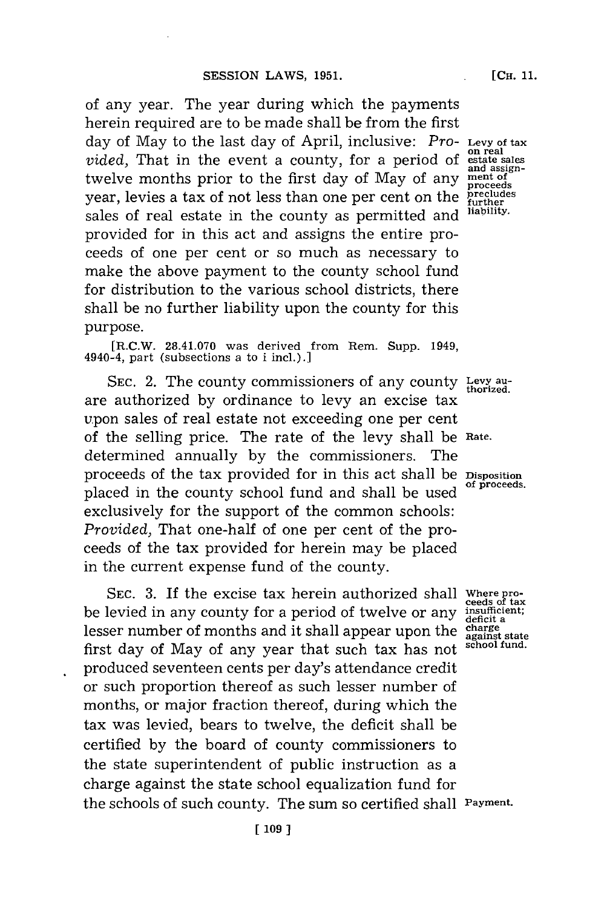of any year. The year during which the payments herein required are to be made shall be from the first day of May to the last day of April, inclusive: *Provided*, That in the event a county, for a period of twelve months prior to the first day of May of any year, levies a tax of not less than one per cent on the sales of real estate in the county as permitted and provided for in this act and assigns the entire proceeds of one per cent or so much as necessary to make the above payment to the county school fund for distribution to the various school districts, there shall be no further liability upon the county for this purpose.

Levy of tax on real estate sales and assignment of proceeds precludes further liability.

[R.C.W. 28.41.070 was derived from Rem. Supp. 1949, 4940-4, part (subsections a to i incl.).]

SEC. 2. The county commissioners of any county are authorized by ordinance to levy an excise tax upon sales of real estate not exceeding one per cent of the selling price. The rate of the levy shall be determined annually by the commissioners. The proceeds of the tax provided for in this act shall be placed in the county school fund and shall be used exclusively for the support of the common schools: *Provided*, That one-half of one per cent of the proceeds of the tax provided for herein may be placed in the current expense fund of the county.

Levy authorized.

Rate.

Disposition of proceeds.

SEC. 3. If the excise tax herein authorized shall be levied in any county for a period of twelve or any lesser number of months and it shall appear upon the first day of May of any year that such tax has not produced seventeen cents per day's attendance credit or such proportion thereof as such lesser number of months, or major fraction thereof, during which the tax was levied, bears to twelve, the deficit shall be certified by the board of county commissioners to the state superintendent of public instruction as a charge against the state school equalization fund for the schools of such county. The sum so certified shall

Where proceeds of tax insufficient; deficit a charge against state school fund.

Payment.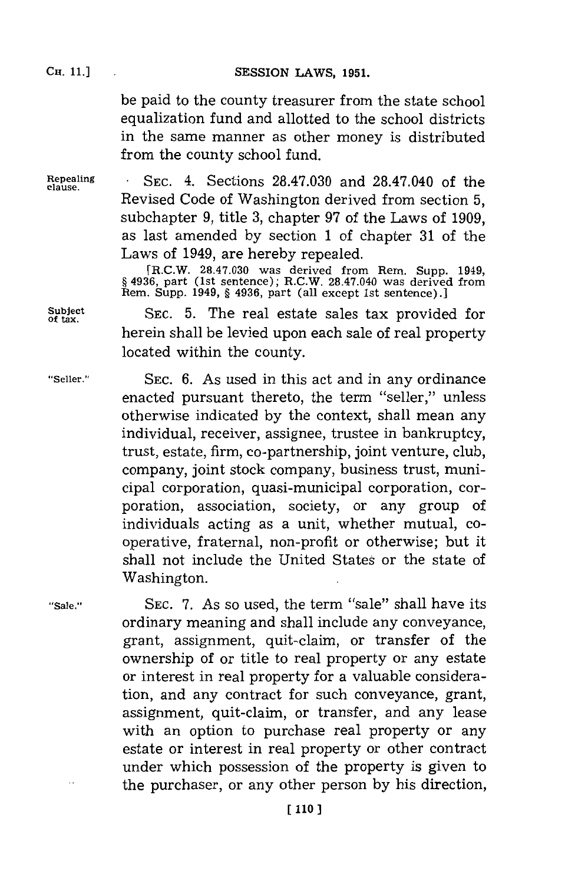be paid to the county treasurer from the state school equalization fund and allotted to the school districts in the same manner as other money is distributed from the county school fund.

Repealing clause.

SEC. 4. Sections 28.47.030 and 28.47.040 of the Revised Code of Washington derived from section 5, subchapter 9, title 3, chapter 97 of the Laws of 1909, as last amended by section 1 of chapter 31 of the Laws of 1949, are hereby repealed.

[R.C.W. 28.47.030 was derived from Rem. Supp. 1949, § 4936, part (1st sentence); R.C.W. 28.47.040 was derived from Rem. Supp. 1949, § 4936, part (all except 1st sentence).]

Subject of tax.

SEC. 5. The real estate sales tax provided for herein shall be levied upon each sale of real property located within the county.

"Seller."

SEC. 6. As used in this act and in any ordinance enacted pursuant thereto, the term "seller," unless otherwise indicated by the context, shall mean any individual, receiver, assignee, trustee in bankruptcy, trust, estate, firm, co-partnership, joint venture, club, company, joint stock company, business trust, municipal corporation, quasi-municipal corporation, corporation, association, society, or any group of individuals acting as a unit, whether mutual, cooperative, fraternal, non-profit or otherwise; but it shall not include the United States or the state of Washington.

"Sale."

SEC. 7. As so used, the term "sale" shall have its ordinary meaning and shall include any conveyance, grant, assignment, quit-claim, or transfer of the ownership of or title to real property or any estate or interest in real property for a valuable consideration, and any contract for such conveyance, grant, assignment, quit-claim, or transfer, and any lease with an option to purchase real property or any estate or interest in real property or other contract under which possession of the property is given to the purchaser, or any other person by his direction,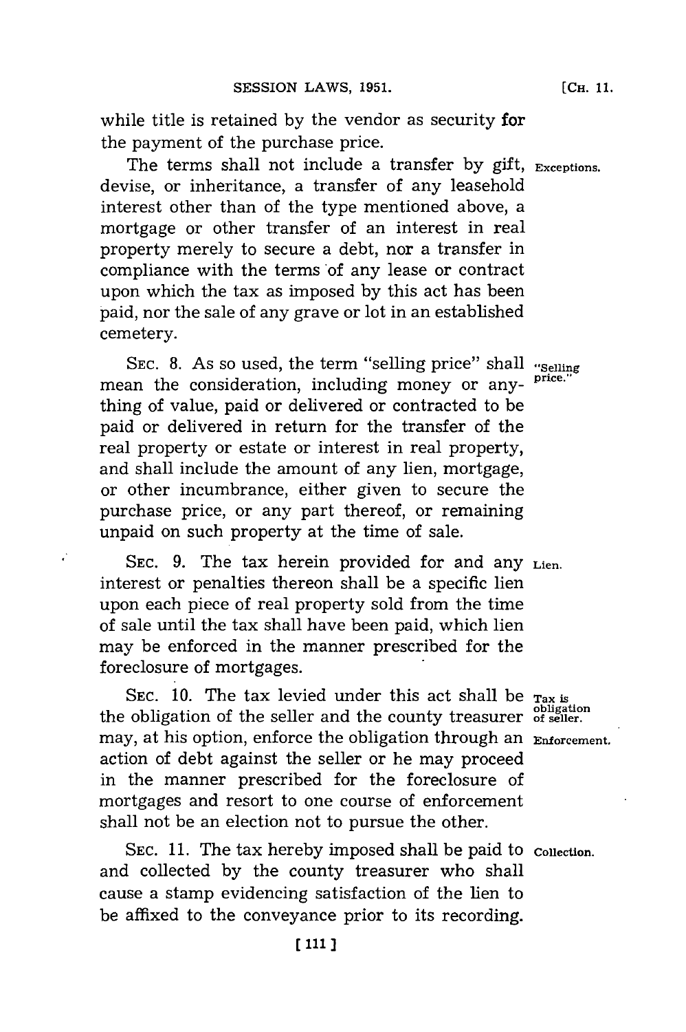while title is retained by the vendor as security for the payment of the purchase price.

**Exceptions.** The terms shall not include a transfer by gift, devise, or inheritance, a transfer of any leasehold interest other than of the type mentioned above, a mortgage or other transfer of an interest in real property merely to secure a debt, nor a transfer in compliance with the terms of any lease or contract upon which the tax as imposed by this act has been paid, nor the sale of any grave or lot in an established cemetery.

**"Selling price."** SEC. 8. As so used, the term "selling price" shall mean the consideration, including money or anything of value, paid or delivered or contracted to be paid or delivered in return for the transfer of the real property or estate or interest in real property, and shall include the amount of any lien, mortgage, or other incumbrance, either given to secure the purchase price, or any part thereof, or remaining unpaid on such property at the time of sale.

**Lien.** SEC. 9. The tax herein provided for and any interest or penalties thereon shall be a specific lien upon each piece of real property sold from the time of sale until the tax shall have been paid, which lien may be enforced in the manner prescribed for the foreclosure of mortgages.

**Tax is obligation of seller. Enforcement.** SEC. 10. The tax levied under this act shall be the obligation of the seller and the county treasurer may, at his option, enforce the obligation through an action of debt against the seller or he may proceed in the manner prescribed for the foreclosure of mortgages and resort to one course of enforcement shall not be an election not to pursue the other.

**Collection.** SEC. 11. The tax hereby imposed shall be paid to and collected by the county treasurer who shall cause a stamp evidencing satisfaction of the lien to be affixed to the conveyance prior to its recording.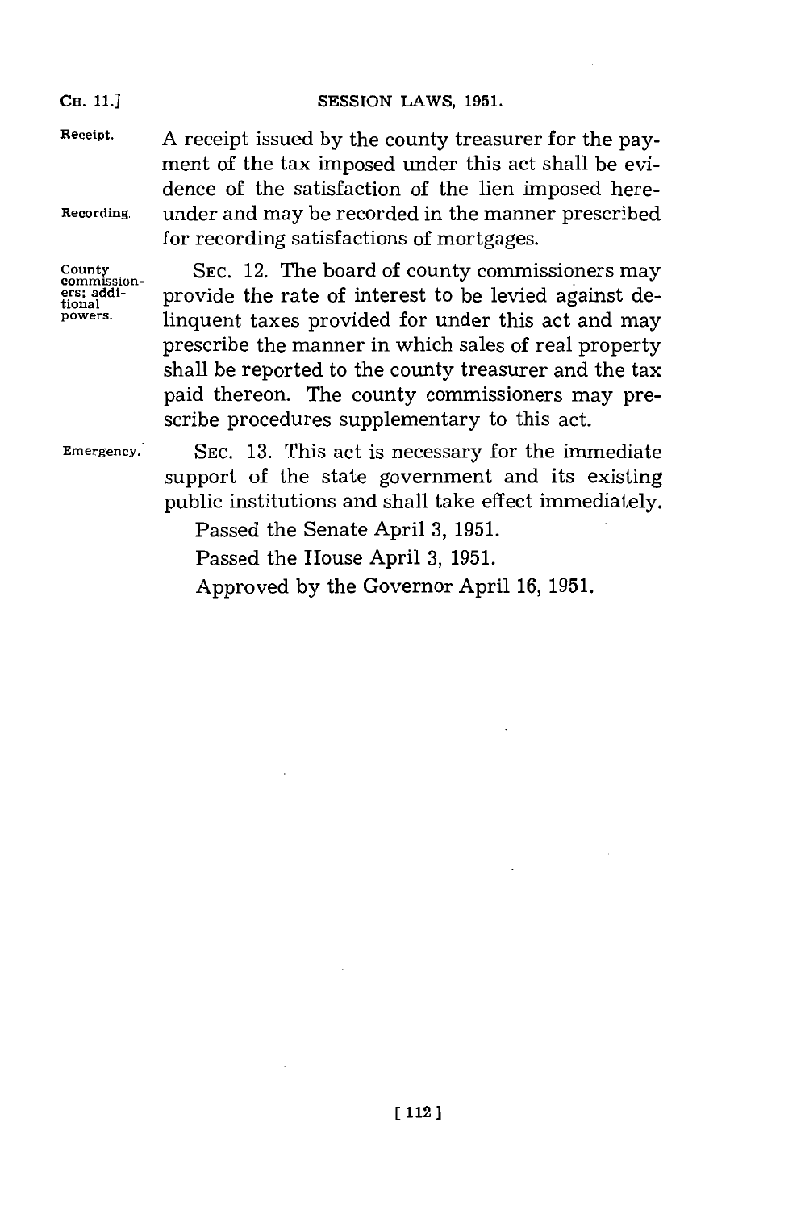**Receipt.** A receipt issued by the county treasurer for the payment of the tax imposed under this act shall be evidence of the satisfaction of the lien imposed here- **Recording.** under and may be recorded in the manner prescribed for recording satisfactions of mortgages.

**County commissioners; additional powers.** SEC. 12. The board of county commissioners may provide the rate of interest to be levied against delinquent taxes provided for under this act and may prescribe the manner in which sales of real property shall be reported to the county treasurer and the tax paid thereon. The county commissioners may prescribe procedures supplementary to this act.

**Emergency.** SEC. 13. This act is necessary for the immediate support of the state government and its existing public institutions and shall take effect immediately.

Passed the Senate April 3, 1951.

Passed the House April 3, 1951.

Approved by the Governor April 16, 1951.